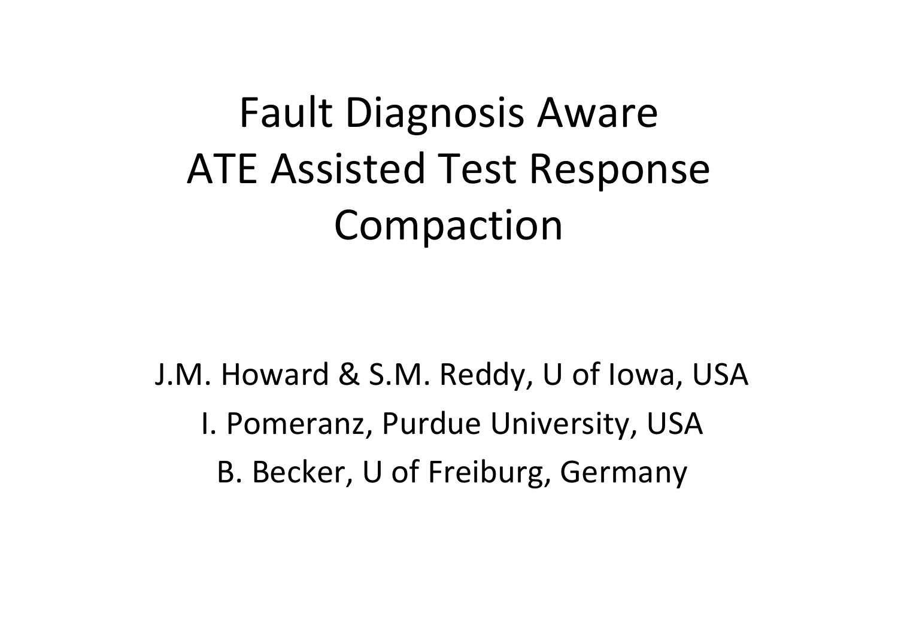# Fault Diagnosis Aware ATE Assisted Test Response Compaction

J.M. Howard & S.M. Reddy, U of Iowa, USA

I. Pomeranz, Purdue University, USA

B. Becker, U of Freiburg, Germany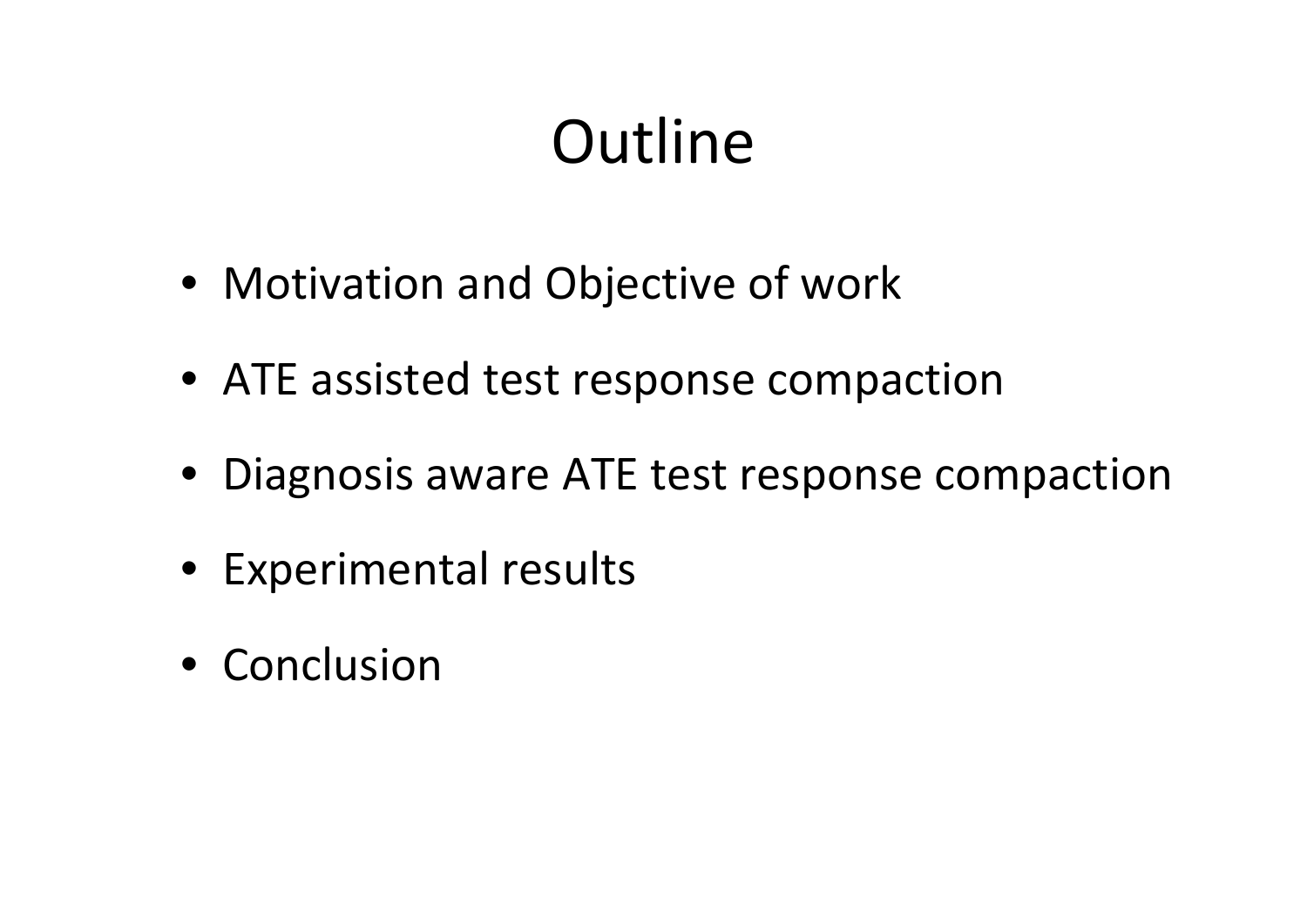# Outline

- Motivation and Objective of work
- ATE assisted test response compaction
- Diagnosis aware ATE test response compaction
- Experimental results
- Conclusion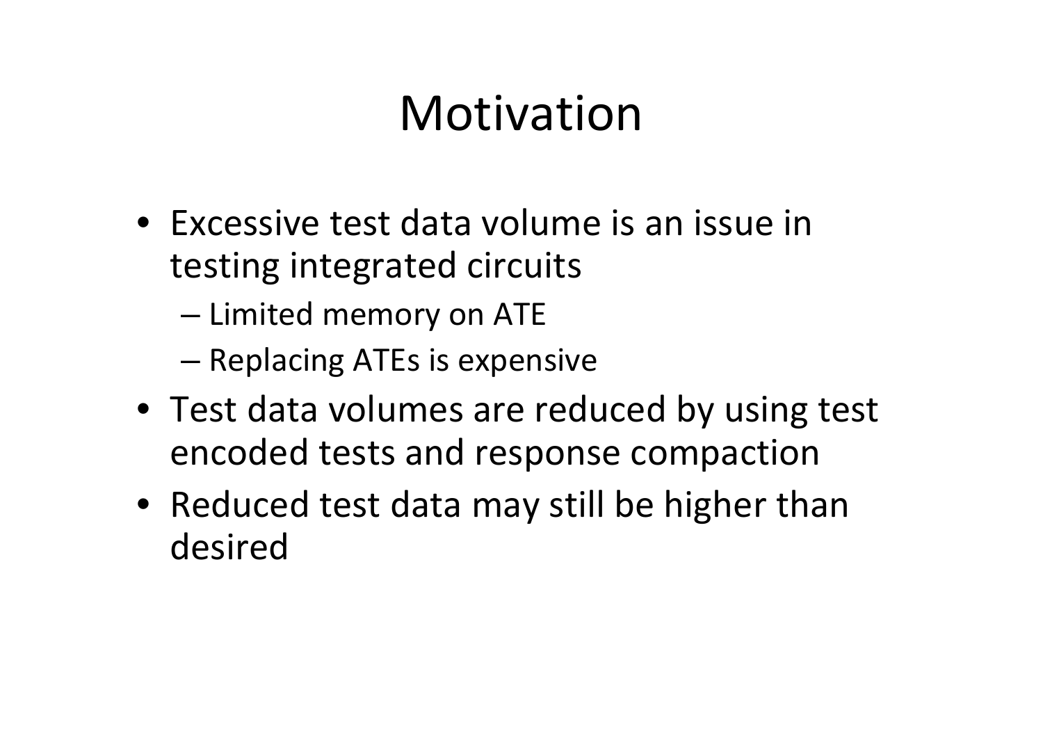# Motivation

- Excessive test data volume is an issue in testing integrated circuits
  - Limited memory on ATE
  - Replacing ATEs is expensive
- Test data volumes are reduced by using test encoded tests and response compaction
- Reduced test data may still be higher than desired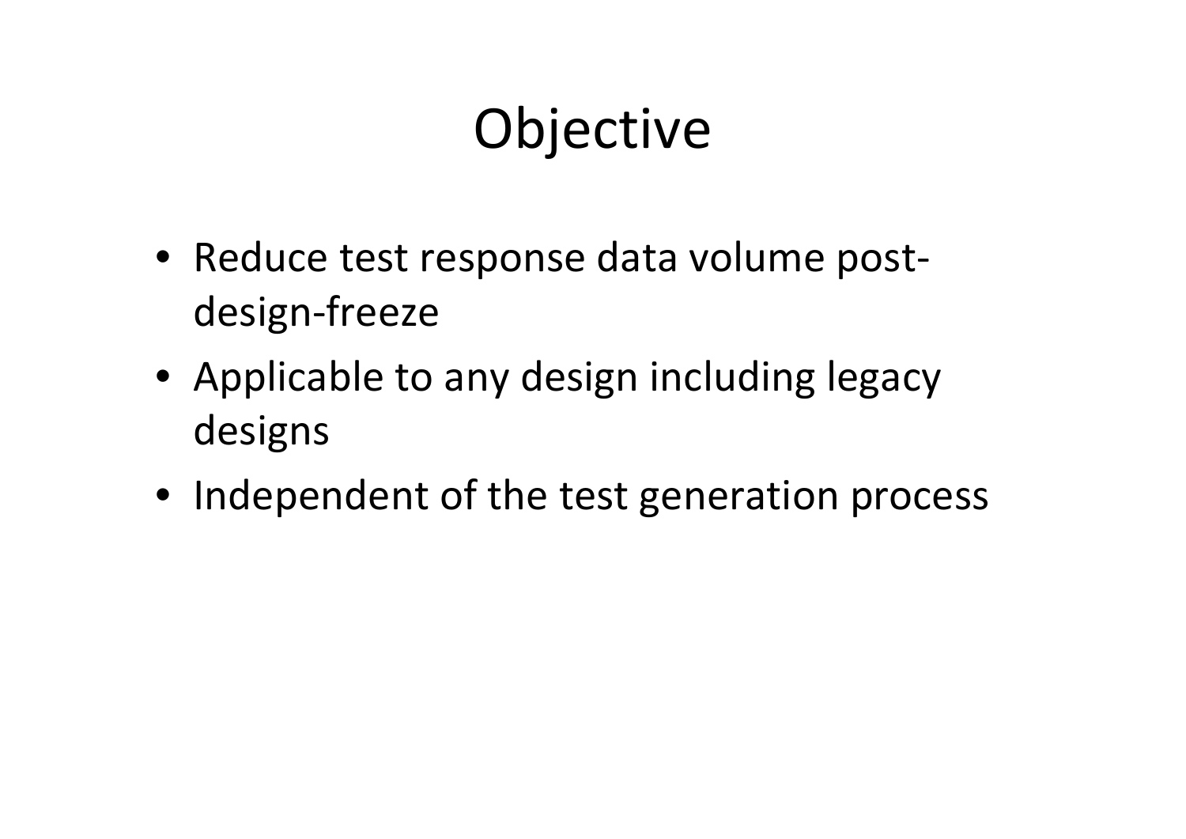# Objective

- Reduce test response data volume post-design-freeze
- Applicable to any design including legacy designs
- Independent of the test generation process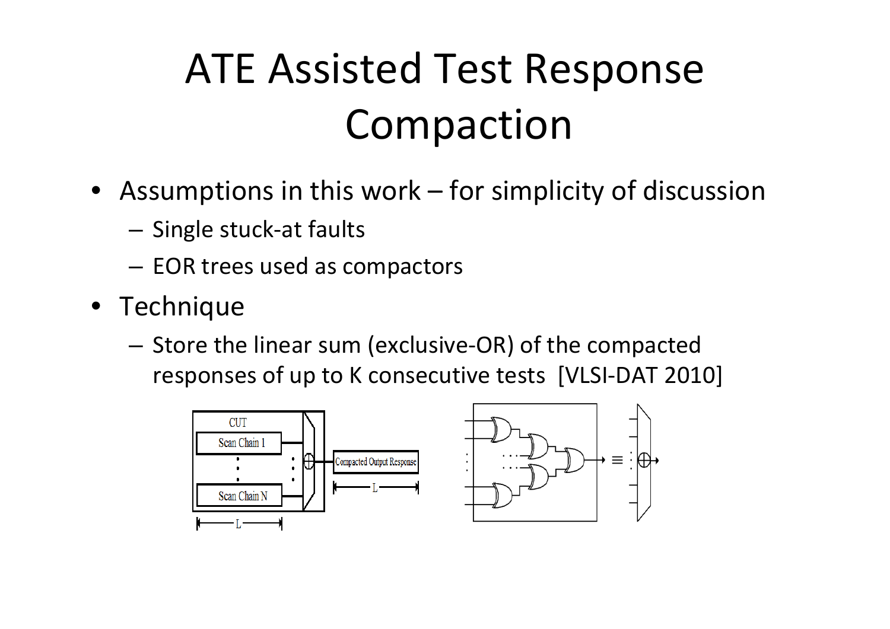# ATE Assisted Test Response Compaction

- Assumptions in this work – for simplicity of discussion
  - Single stuck-at faults
  - EOR trees used as compactors
- Technique
  - Store the linear sum (exclusive-OR) of the compacted responses of up to K consecutive tests [VLSI-DAT 2010]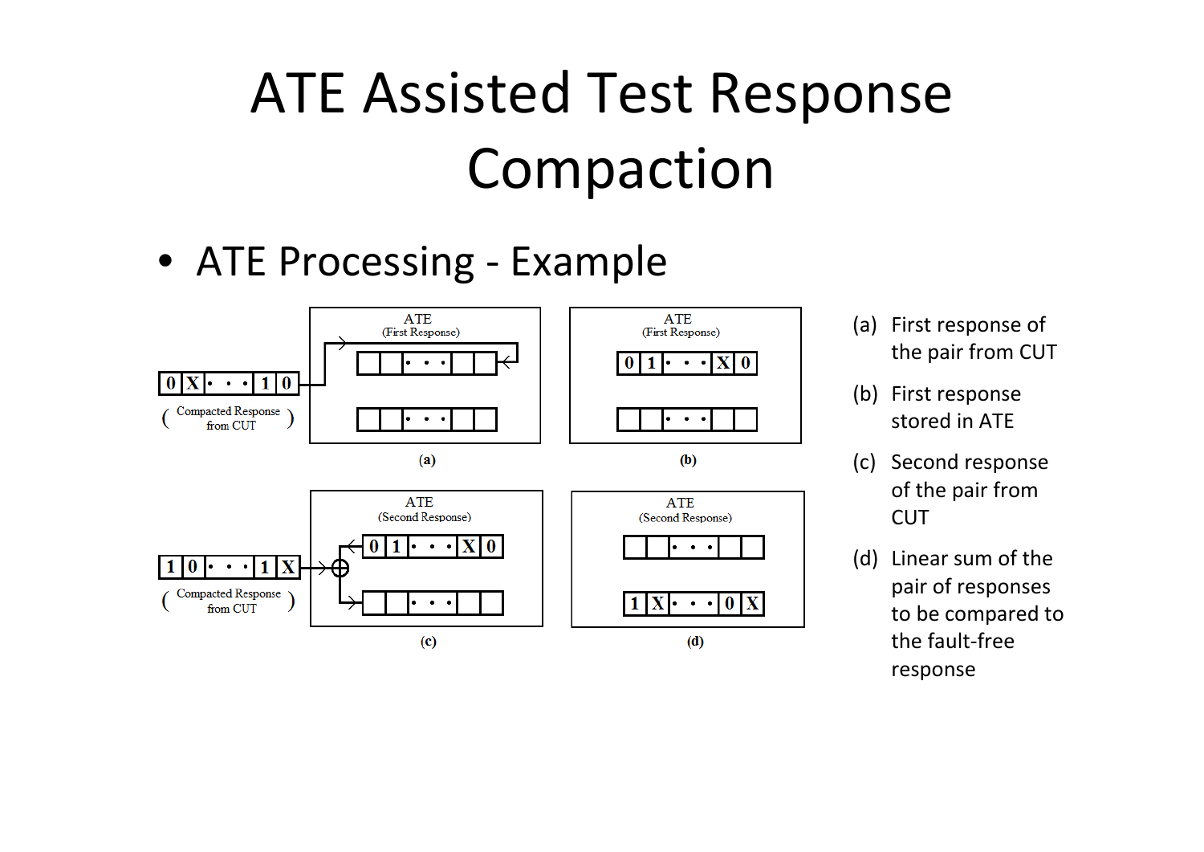# ATE Assisted Test Response Compaction

- ATE Processing - Example

ATE (First Response)

0 X • • • 1 0

( Compacted Response from CUT )

(a)

ATE (First Response)

0 1 • • • X 0

(b)

ATE (Second Response)

1 0 • • • 1 X

( Compacted Response from CUT )

0 1 • • • X 0

(c)

ATE (Second Response)

1 X • • • 0 X

(d)

(a) First response of the pair from CUT

(b) First response stored in ATE

(c) Second response of the pair from CUT

(d) Linear sum of the pair of responses to be compared to the fault-free response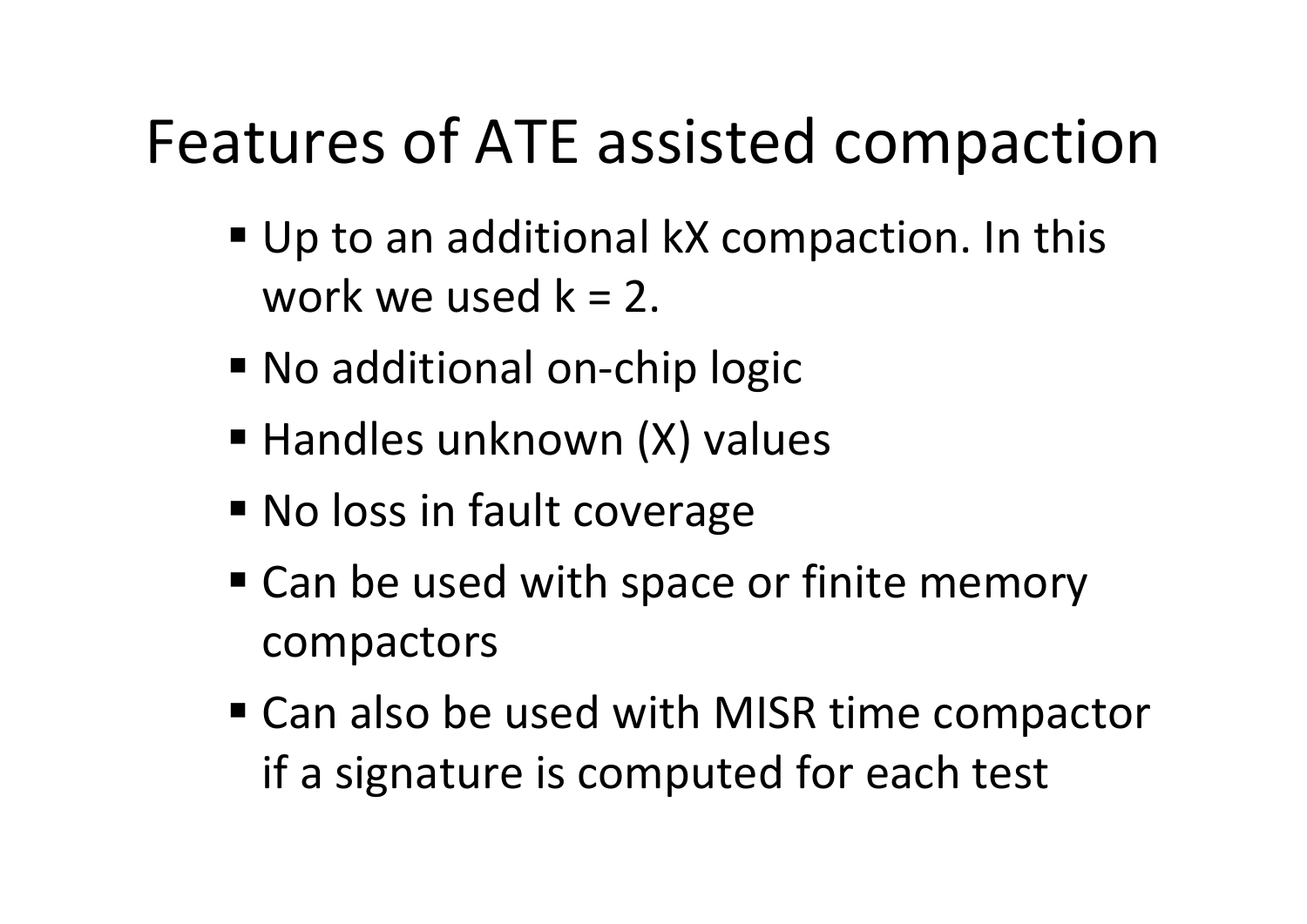# Features of ATE assisted compaction

- Up to an additional kX compaction. In this work we used k = 2.
- No additional on-chip logic
- Handles unknown (X) values
- No loss in fault coverage
- Can be used with space or finite memory compactors
- Can also be used with MISR time compactor if a signature is computed for each test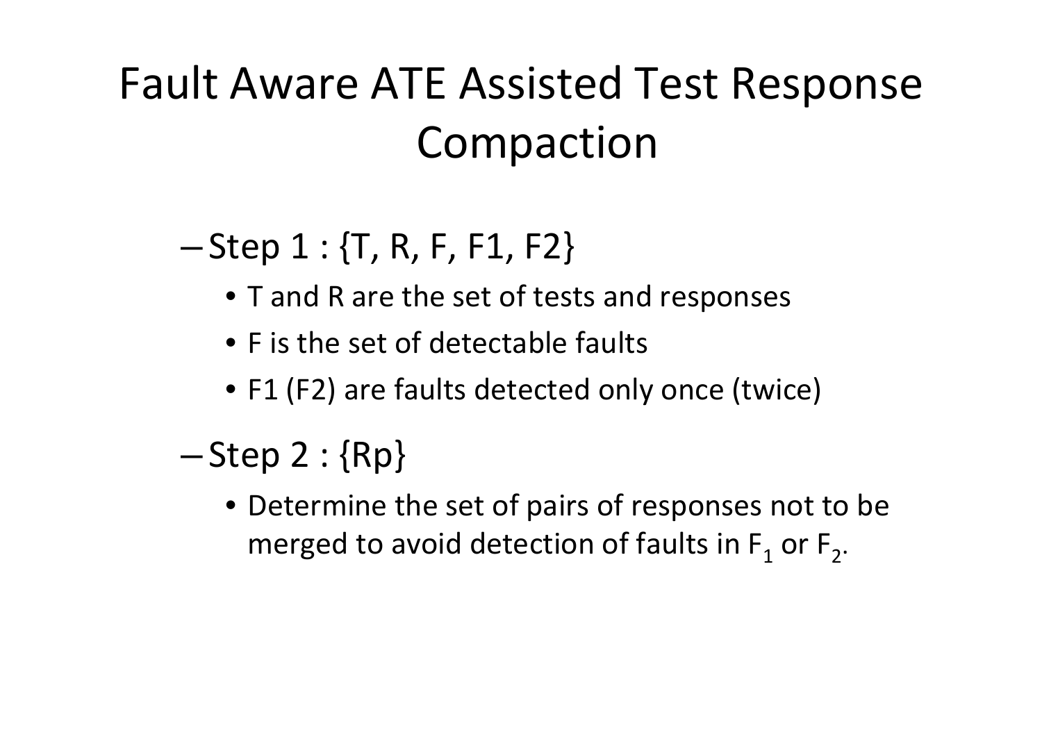# Fault Aware ATE Assisted Test Response Compaction

- Step 1 : {T, R, F, F1, F2}
  - T and R are the set of tests and responses
  - F is the set of detectable faults
  - F1 (F2) are faults detected only once (twice)
- Step 2 : {Rp}
  - Determine the set of pairs of responses not to be merged to avoid detection of faults in $F_1$ or $F_2$.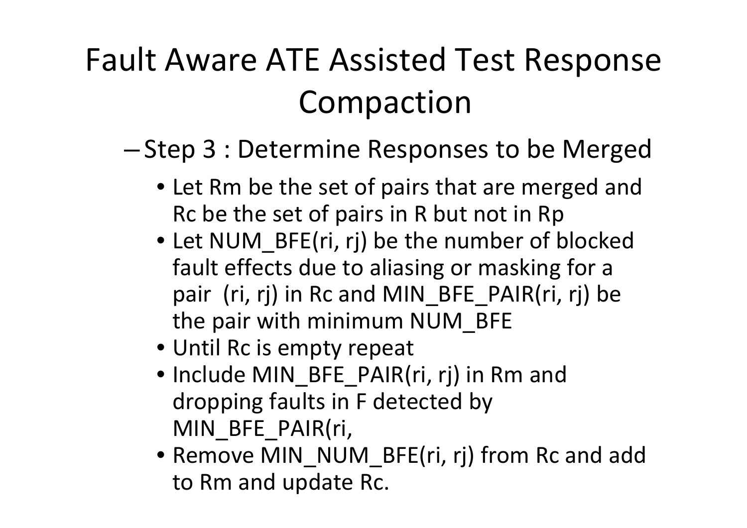# Fault Aware ATE Assisted Test Response Compaction

– Step 3 : Determine Responses to be Merged

- Let Rm be the set of pairs that are merged and Rc be the set of pairs in R but not in Rp
- Let NUM_BFE(ri, rj) be the number of blocked fault effects due to aliasing or masking for a pair (ri, rj) in Rc and MIN_BFE_PAIR(ri, rj) be the pair with minimum NUM_BFE
- Until Rc is empty repeat
- Include MIN_BFE_PAIR(ri, rj) in Rm and dropping faults in F detected by MIN_BFE_PAIR(ri,
- Remove MIN_NUM_BFE(ri, rj) from Rc and add to Rm and update Rc.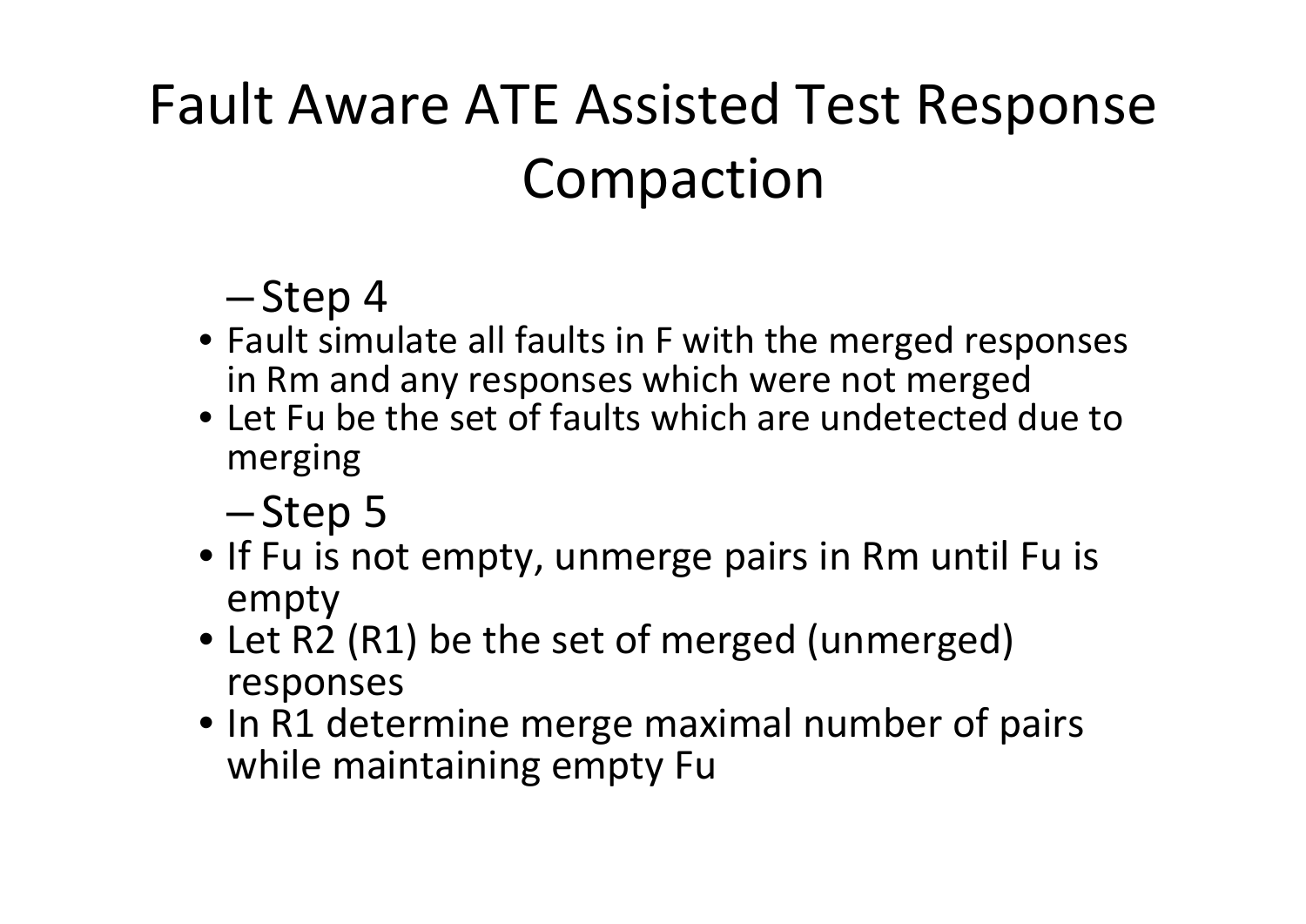# Fault Aware ATE Assisted Test Response Compaction

- Step 4
  - Fault simulate all faults in F with the merged responses in Rm and any responses which were not merged
  - Let Fu be the set of faults which are undetected due to merging
- Step 5
  - If Fu is not empty, unmerge pairs in Rm until Fu is empty
  - Let R2 (R1) be the set of merged (unmerged) responses
  - In R1 determine merge maximal number of pairs while maintaining empty Fu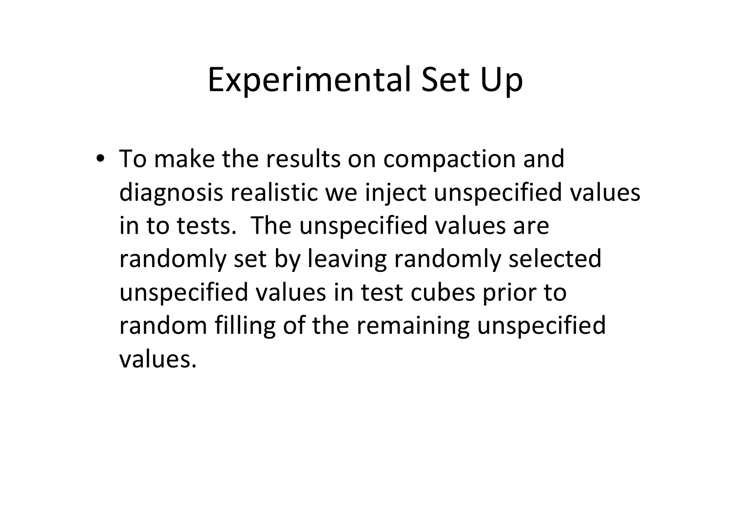# Experimental Set Up

- To make the results on compaction and diagnosis realistic we inject unspecified values in to tests. The unspecified values are randomly set by leaving randomly selected unspecified values in test cubes prior to random filling of the remaining unspecified values.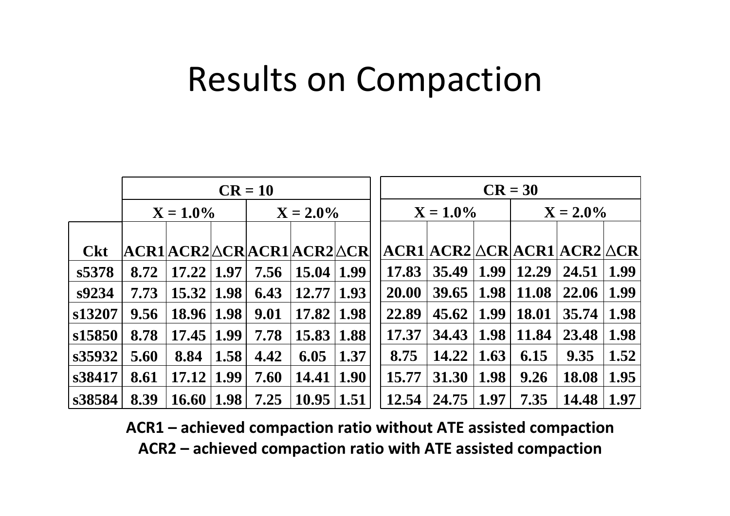# Results on Compaction

| | CR = 10 | | | | | | CR = 30 | | | | | |
|---|---|---|---|---|---|---|---|---|---|---|---|---|
| | X = 1.0% | | | X = 2.0% | | | X = 1.0% | | | X = 2.0% | | |
| Ckt | ACR1 | ACR2 | $\triangle$CR | ACR1 | ACR2 | $\triangle$CR | ACR1 | ACR2 | $\triangle$CR | ACR1 | ACR2 | $\triangle$CR |
| s5378 | 8.72 | 17.22 | 1.97 | 7.56 | 15.04 | 1.99 | 17.83 | 35.49 | 1.99 | 12.29 | 24.51 | 1.99 |
| s9234 | 7.73 | 15.32 | 1.98 | 6.43 | 12.77 | 1.93 | 20.00 | 39.65 | 1.98 | 11.08 | 22.06 | 1.99 |
| s13207 | 9.56 | 18.96 | 1.98 | 9.01 | 17.82 | 1.98 | 22.89 | 45.62 | 1.99 | 18.01 | 35.74 | 1.98 |
| s15850 | 8.78 | 17.45 | 1.99 | 7.78 | 15.83 | 1.88 | 17.37 | 34.43 | 1.98 | 11.84 | 23.48 | 1.98 |
| s35932 | 5.60 | 8.84 | 1.58 | 4.42 | 6.05 | 1.37 | 8.75 | 14.22 | 1.63 | 6.15 | 9.35 | 1.52 |
| s38417 | 8.61 | 17.12 | 1.99 | 7.60 | 14.41 | 1.90 | 15.77 | 31.30 | 1.98 | 9.26 | 18.08 | 1.95 |
| s38584 | 8.39 | 16.60 | 1.98 | 7.25 | 10.95 | 1.51 | 12.54 | 24.75 | 1.97 | 7.35 | 14.48 | 1.97 |

**ACR1 – achieved compaction ratio without ATE assisted compaction**

**ACR2 – achieved compaction ratio with ATE assisted compaction**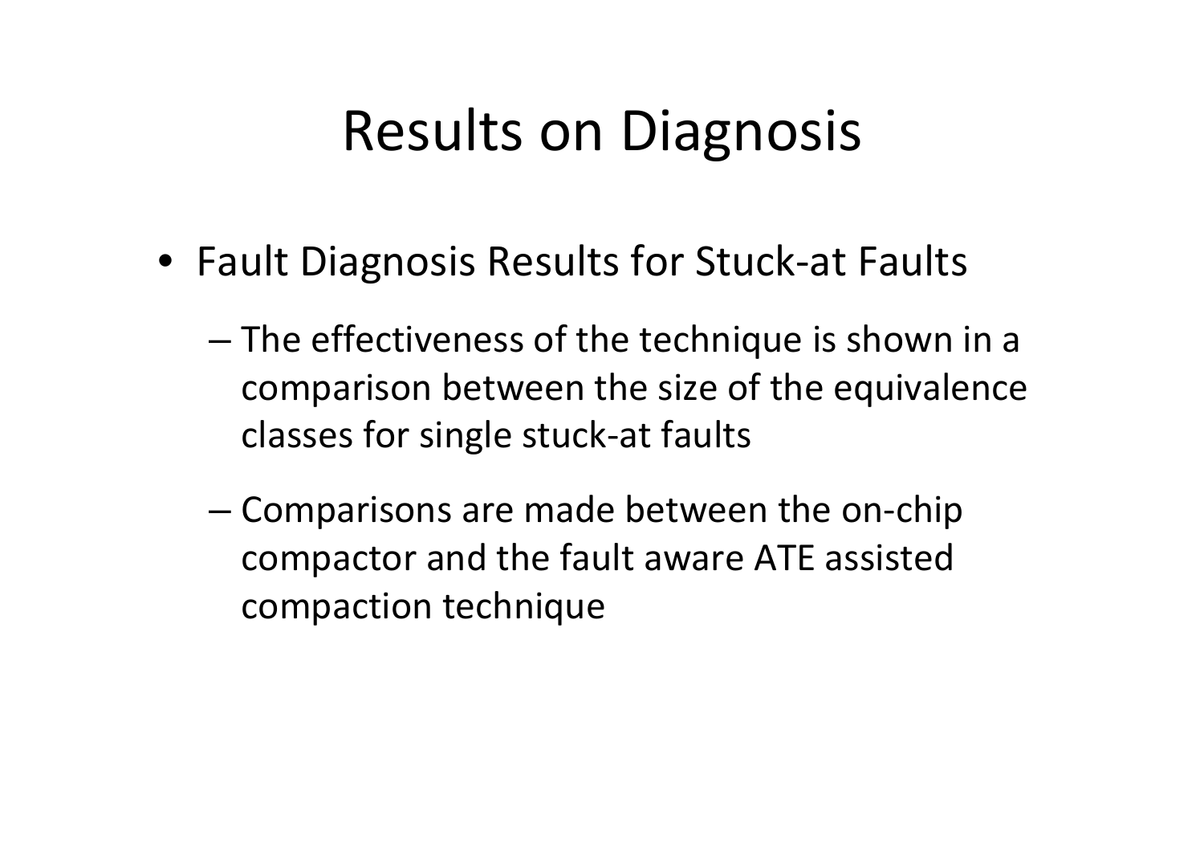# Results on Diagnosis

- Fault Diagnosis Results for Stuck-at Faults
  - The effectiveness of the technique is shown in a comparison between the size of the equivalence classes for single stuck-at faults
  - Comparisons are made between the on-chip compactor and the fault aware ATE assisted compaction technique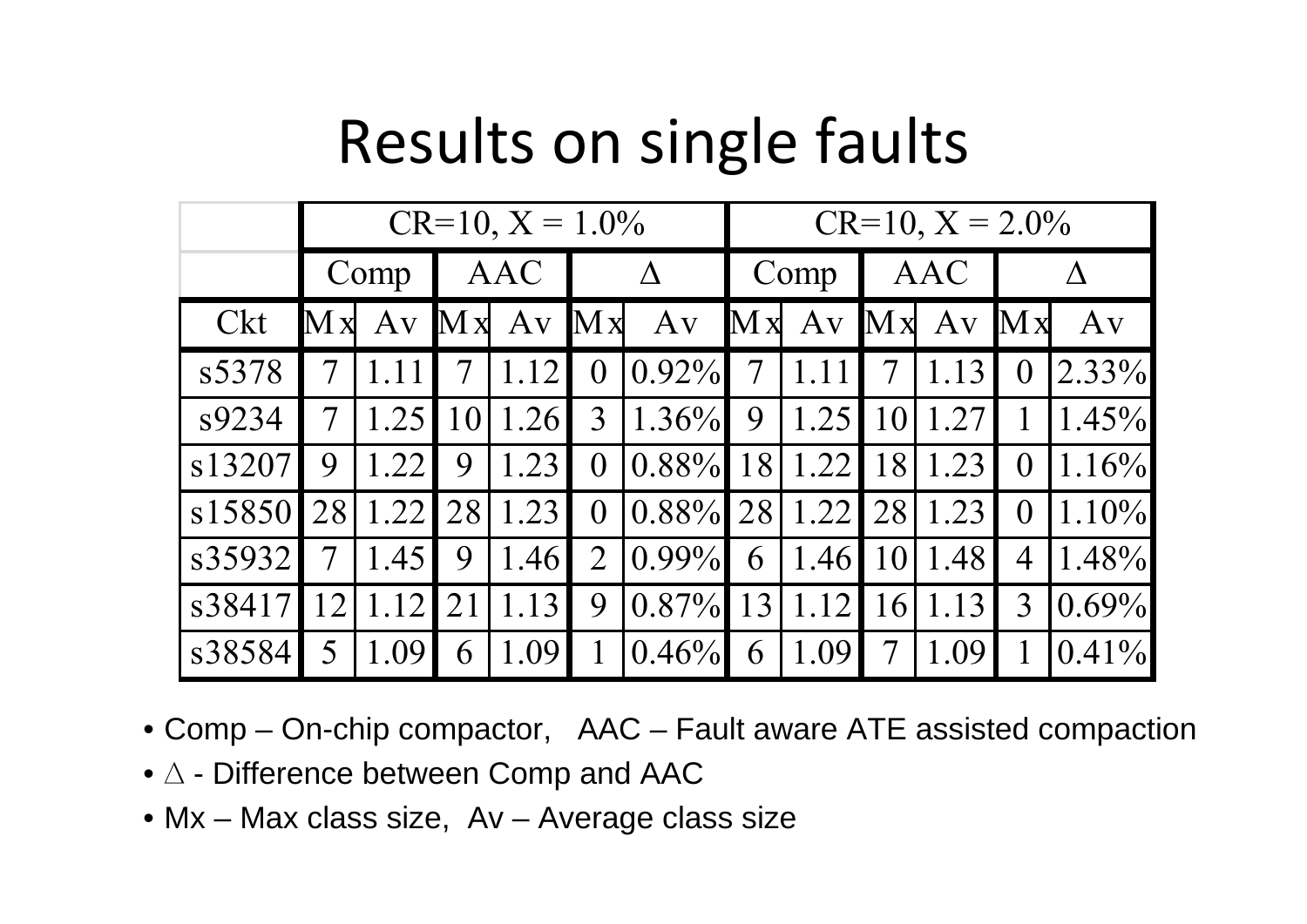# Results on single faults

| | CR=10, X = 1.0% | | | | | | CR=10, X = 2.0% | | | | | |
|---|---|---|---|---|---|---|---|---|---|---|---|---|
| | Comp | | AAC | | Δ | | Comp | | AAC | | Δ | |
| Ckt | Mx | Av | Mx | Av | Mx | Av | Mx | Av | Mx | Av | Mx | Av |
| s5378 | 7 | 1.11 | 7 | 1.12 | 0 | 0.92% | 7 | 1.11 | 7 | 1.13 | 0 | 2.33% |
| s9234 | 7 | 1.25 | 10 | 1.26 | 3 | 1.36% | 9 | 1.25 | 10 | 1.27 | 1 | 1.45% |
| s13207 | 9 | 1.22 | 9 | 1.23 | 0 | 0.88% | 18 | 1.22 | 18 | 1.23 | 0 | 1.16% |
| s15850 | 28 | 1.22 | 28 | 1.23 | 0 | 0.88% | 28 | 1.22 | 28 | 1.23 | 0 | 1.10% |
| s35932 | 7 | 1.45 | 9 | 1.46 | 2 | 0.99% | 6 | 1.46 | 10 | 1.48 | 4 | 1.48% |
| s38417 | 12 | 1.12 | 21 | 1.13 | 9 | 0.87% | 13 | 1.12 | 16 | 1.13 | 3 | 0.69% |
| s38584 | 5 | 1.09 | 6 | 1.09 | 1 | 0.46% | 6 | 1.09 | 7 | 1.09 | 1 | 0.41% |

- Comp – On-chip compactor, AAC – Fault aware ATE assisted compaction
- Δ - Difference between Comp and AAC
- Mx – Max class size, Av – Average class size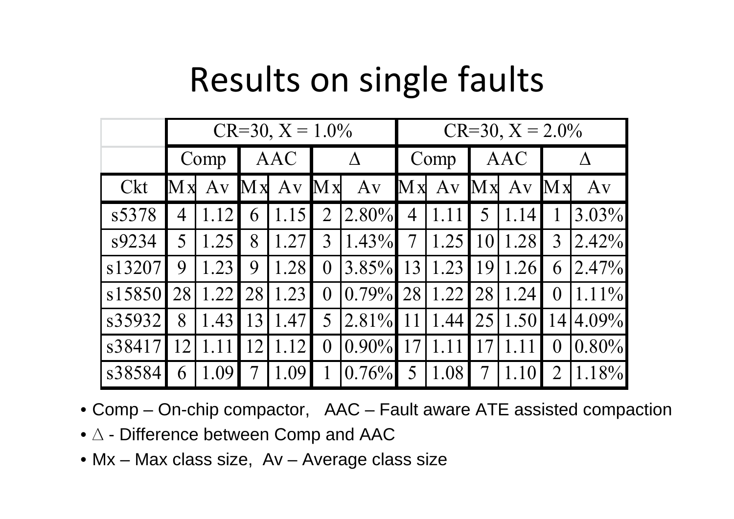# Results on single faults

| | CR=30, X = 1.0% | | | | | | CR=30, X = 2.0% | | | | | |
|---|---|---|---|---|---|---|---|---|---|---|---|---|
| | Comp | | AAC | | Δ | | Comp | | AAC | | Δ | |
| Ckt | Mx | Av | Mx | Av | Mx | Av | Mx | Av | Mx | Av | Mx | Av |
| s5378 | 4 | 1.12 | 6 | 1.15 | 2 | 2.80% | 4 | 1.11 | 5 | 1.14 | 1 | 3.03% |
| s9234 | 5 | 1.25 | 8 | 1.27 | 3 | 1.43% | 7 | 1.25 | 10 | 1.28 | 3 | 2.42% |
| s13207 | 9 | 1.23 | 9 | 1.28 | 0 | 3.85% | 13 | 1.23 | 19 | 1.26 | 6 | 2.47% |
| s15850 | 28 | 1.22 | 28 | 1.23 | 0 | 0.79% | 28 | 1.22 | 28 | 1.24 | 0 | 1.11% |
| s35932 | 8 | 1.43 | 13 | 1.47 | 5 | 2.81% | 11 | 1.44 | 25 | 1.50 | 14 | 4.09% |
| s38417 | 12 | 1.11 | 12 | 1.12 | 0 | 0.90% | 17 | 1.11 | 17 | 1.11 | 0 | 0.80% |
| s38584 | 6 | 1.09 | 7 | 1.09 | 1 | 0.76% | 5 | 1.08 | 7 | 1.10 | 2 | 1.18% |

- Comp – On-chip compactor, AAC – Fault aware ATE assisted compaction
- Δ - Difference between Comp and AAC
- Mx – Max class size, Av – Average class size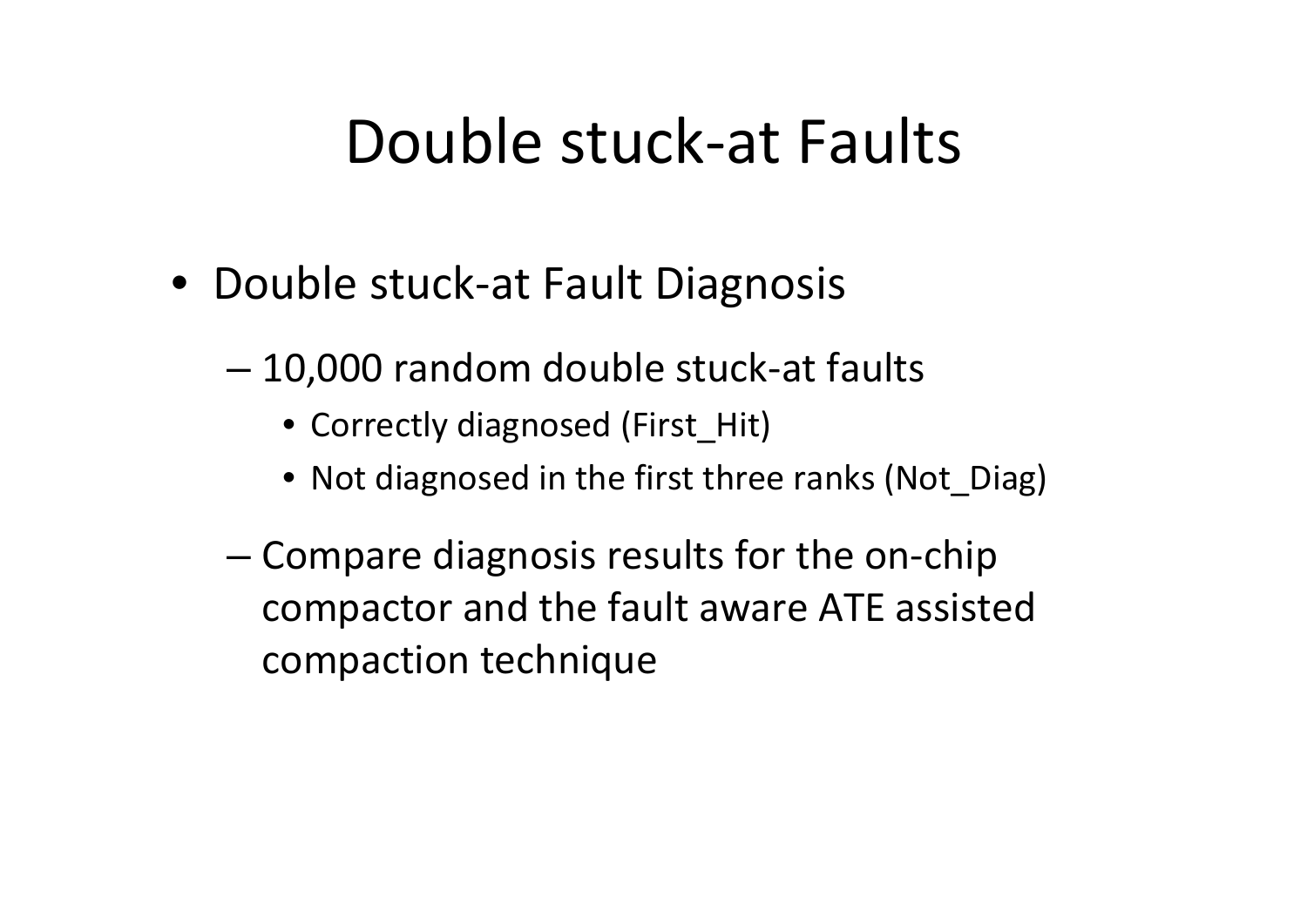# Double stuck-at Faults

- Double stuck-at Fault Diagnosis
  - 10,000 random double stuck-at faults
    - Correctly diagnosed (First_Hit)
    - Not diagnosed in the first three ranks (Not_Diag)
  - Compare diagnosis results for the on-chip compactor and the fault aware ATE assisted compaction technique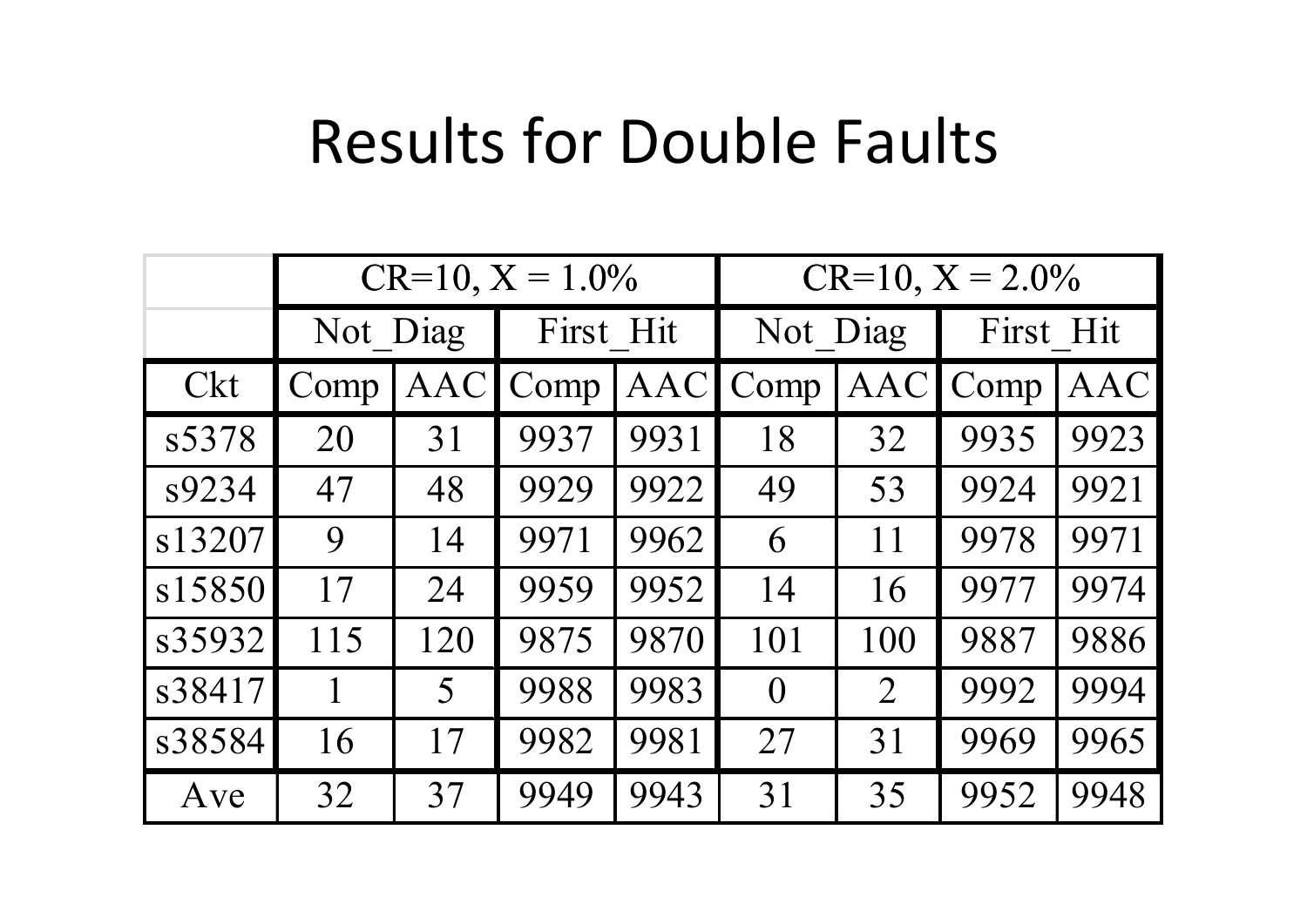# Results for Double Faults

| | CR=10, X = 1.0% | | | | CR=10, X = 2.0% | | | |
|---|---|---|---|---|---|---|---|---|
| | Not_Diag | | First_Hit | | Not_Diag | | First_Hit | |
| Ckt | Comp | AAC | Comp | AAC | Comp | AAC | Comp | AAC |
| s5378 | 20 | 31 | 9937 | 9931 | 18 | 32 | 9935 | 9923 |
| s9234 | 47 | 48 | 9929 | 9922 | 49 | 53 | 9924 | 9921 |
| s13207 | 9 | 14 | 9971 | 9962 | 6 | 11 | 9978 | 9971 |
| s15850 | 17 | 24 | 9959 | 9952 | 14 | 16 | 9977 | 9974 |
| s35932 | 115 | 120 | 9875 | 9870 | 101 | 100 | 9887 | 9886 |
| s38417 | 1 | 5 | 9988 | 9983 | 0 | 2 | 9992 | 9994 |
| s38584 | 16 | 17 | 9982 | 9981 | 27 | 31 | 9969 | 9965 |
| Ave | 32 | 37 | 9949 | 9943 | 31 | 35 | 9952 | 9948 |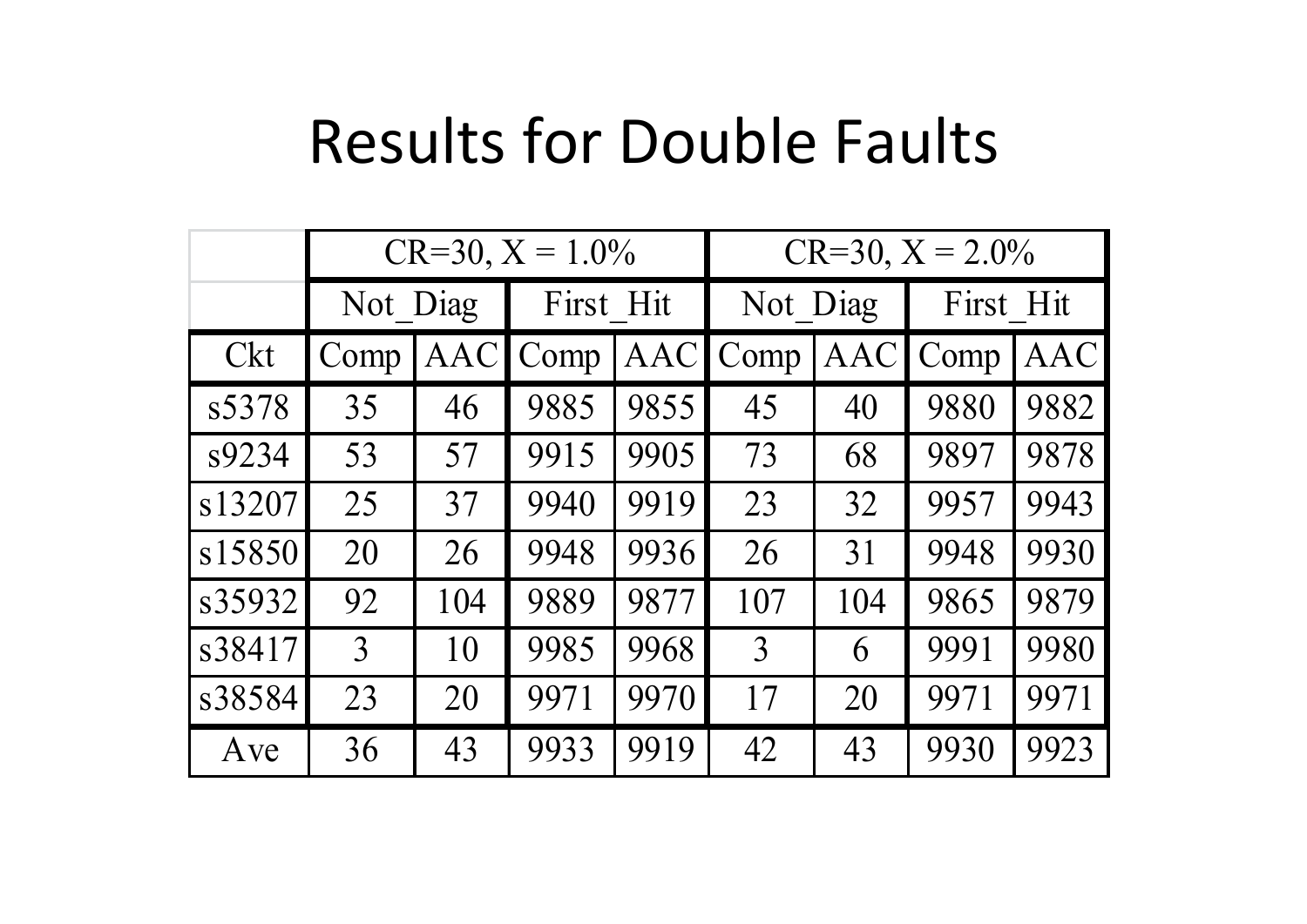# Results for Double Faults

| | CR=30, X = 1.0% | | | | CR=30, X = 2.0% | | | |
|---|---|---|---|---|---|---|---|---|
| | Not_Diag | | First_Hit | | Not_Diag | | First_Hit | |
| Ckt | Comp | AAC | Comp | AAC | Comp | AAC | Comp | AAC |
| s5378 | 35 | 46 | 9885 | 9855 | 45 | 40 | 9880 | 9882 |
| s9234 | 53 | 57 | 9915 | 9905 | 73 | 68 | 9897 | 9878 |
| s13207 | 25 | 37 | 9940 | 9919 | 23 | 32 | 9957 | 9943 |
| s15850 | 20 | 26 | 9948 | 9936 | 26 | 31 | 9948 | 9930 |
| s35932 | 92 | 104 | 9889 | 9877 | 107 | 104 | 9865 | 9879 |
| s38417 | 3 | 10 | 9985 | 9968 | 3 | 6 | 9991 | 9980 |
| s38584 | 23 | 20 | 9971 | 9970 | 17 | 20 | 9971 | 9971 |
| Ave | 36 | 43 | 9933 | 9919 | 42 | 43 | 9930 | 9923 |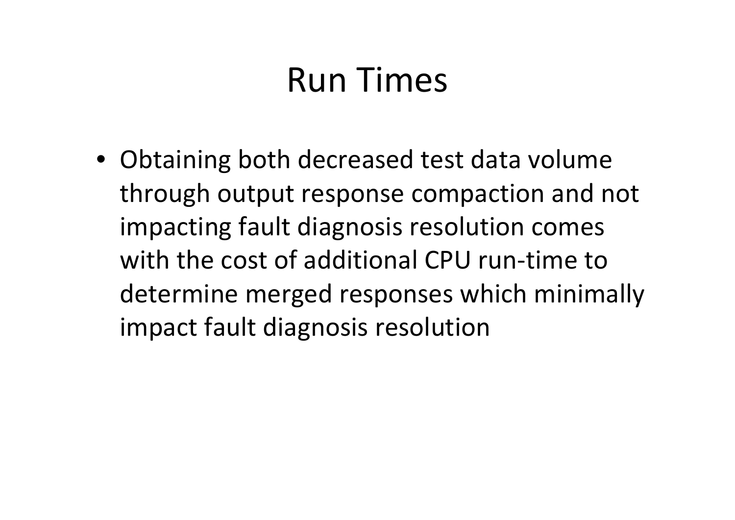# Run Times

- Obtaining both decreased test data volume through output response compaction and not impacting fault diagnosis resolution comes with the cost of additional CPU run-time to determine merged responses which minimally impact fault diagnosis resolution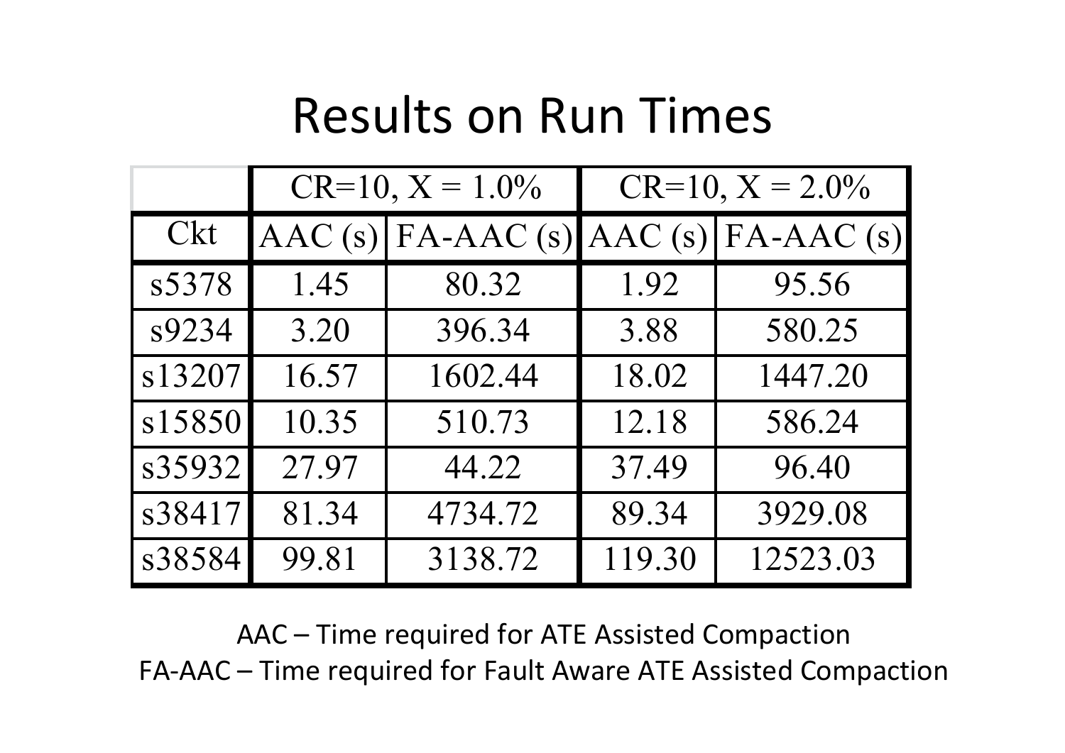# Results on Run Times

| | CR=10, X = 1.0% | | CR=10, X = 2.0% | |
|---|---|---|---|---|
| Ckt | AAC (s) | FA-AAC (s) | AAC (s) | FA-AAC (s) |
| s5378 | 1.45 | 80.32 | 1.92 | 95.56 |
| s9234 | 3.20 | 396.34 | 3.88 | 580.25 |
| s13207 | 16.57 | 1602.44 | 18.02 | 1447.20 |
| s15850 | 10.35 | 510.73 | 12.18 | 586.24 |
| s35932 | 27.97 | 44.22 | 37.49 | 96.40 |
| s38417 | 81.34 | 4734.72 | 89.34 | 3929.08 |
| s38584 | 99.81 | 3138.72 | 119.30 | 12523.03 |

AAC – Time required for ATE Assisted Compaction

FA-AAC – Time required for Fault Aware ATE Assisted Compaction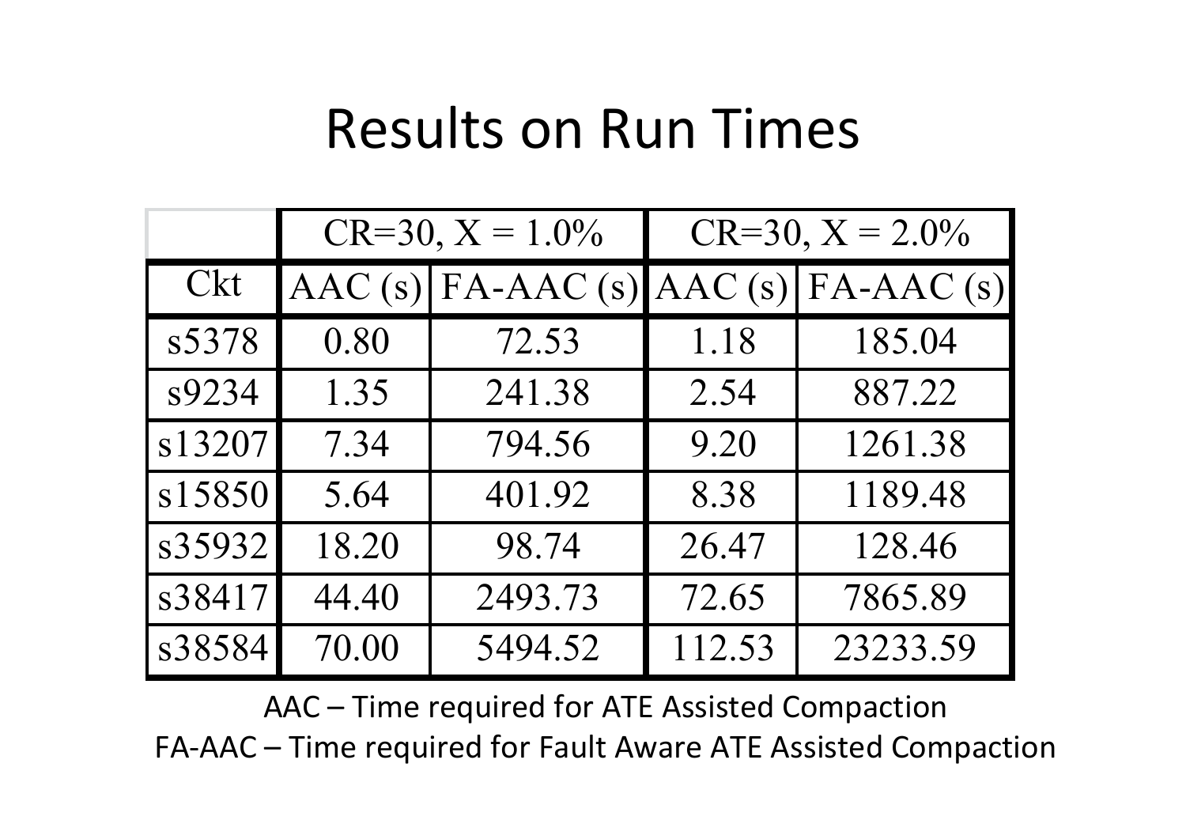# Results on Run Times

| | CR=30, X = 1.0% | | CR=30, X = 2.0% | |
|---|---|---|---|---|
| Ckt | AAC (s) | FA-AAC (s) | AAC (s) | FA-AAC (s) |
| s5378 | 0.80 | 72.53 | 1.18 | 185.04 |
| s9234 | 1.35 | 241.38 | 2.54 | 887.22 |
| s13207 | 7.34 | 794.56 | 9.20 | 1261.38 |
| s15850 | 5.64 | 401.92 | 8.38 | 1189.48 |
| s35932 | 18.20 | 98.74 | 26.47 | 128.46 |
| s38417 | 44.40 | 2493.73 | 72.65 | 7865.89 |
| s38584 | 70.00 | 5494.52 | 112.53 | 23233.59 |

AAC – Time required for ATE Assisted Compaction

FA-AAC – Time required for Fault Aware ATE Assisted Compaction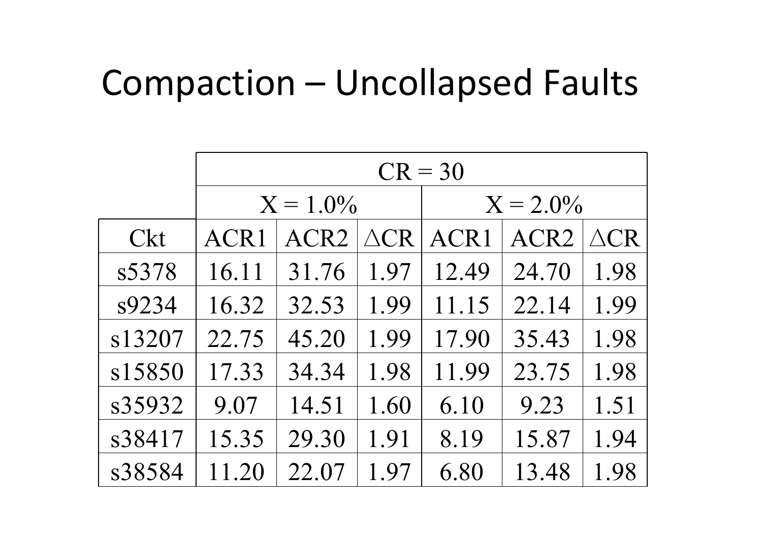# Compaction – Uncollapsed Faults

| | CR = 30 | | | | | |
|---|---|---|---|---|---|---|
| | X = 1.0% | | | X = 2.0% | | |
| Ckt | ACR1 | ACR2 | ∆CR | ACR1 | ACR2 | ∆CR |
| s5378 | 16.11 | 31.76 | 1.97 | 12.49 | 24.70 | 1.98 |
| s9234 | 16.32 | 32.53 | 1.99 | 11.15 | 22.14 | 1.99 |
| s13207 | 22.75 | 45.20 | 1.99 | 17.90 | 35.43 | 1.98 |
| s15850 | 17.33 | 34.34 | 1.98 | 11.99 | 23.75 | 1.98 |
| s35932 | 9.07 | 14.51 | 1.60 | 6.10 | 9.23 | 1.51 |
| s38417 | 15.35 | 29.30 | 1.91 | 8.19 | 15.87 | 1.94 |
| s38584 | 11.20 | 22.07 | 1.97 | 6.80 | 13.48 | 1.98 |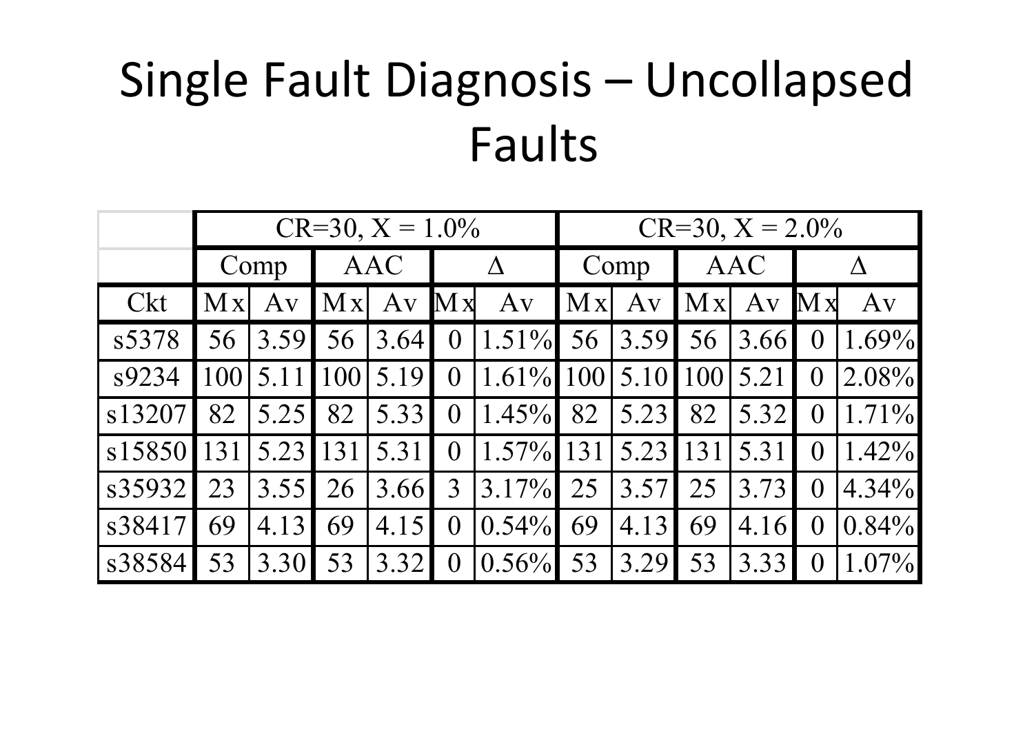# Single Fault Diagnosis – Uncollapsed Faults

| | CR=30, X = 1.0% | | | | | | CR=30, X = 2.0% | | | | | |
|---|---|---|---|---|---|---|---|---|---|---|---|---|
| | Comp | | AAC | | Δ | | Comp | | AAC | | Δ | |
| Ckt | Mx | Av | Mx | Av | Mx | Av | Mx | Av | Mx | Av | Mx | Av |
| s5378 | 56 | 3.59 | 56 | 3.64 | 0 | 1.51% | 56 | 3.59 | 56 | 3.66 | 0 | 1.69% |
| s9234 | 100 | 5.11 | 100 | 5.19 | 0 | 1.61% | 100 | 5.10 | 100 | 5.21 | 0 | 2.08% |
| s13207 | 82 | 5.25 | 82 | 5.33 | 0 | 1.45% | 82 | 5.23 | 82 | 5.32 | 0 | 1.71% |
| s15850 | 131 | 5.23 | 131 | 5.31 | 0 | 1.57% | 131 | 5.23 | 131 | 5.31 | 0 | 1.42% |
| s35932 | 23 | 3.55 | 26 | 3.66 | 3 | 3.17% | 25 | 3.57 | 25 | 3.73 | 0 | 4.34% |
| s38417 | 69 | 4.13 | 69 | 4.15 | 0 | 0.54% | 69 | 4.13 | 69 | 4.16 | 0 | 0.84% |
| s38584 | 53 | 3.30 | 53 | 3.32 | 0 | 0.56% | 53 | 3.29 | 53 | 3.33 | 0 | 1.07% |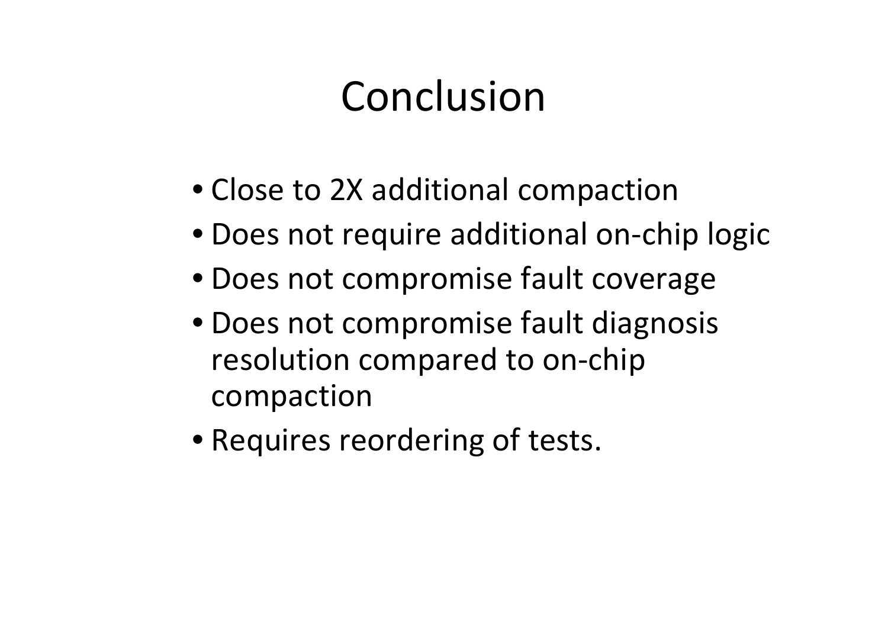# Conclusion

- Close to 2X additional compaction
- Does not require additional on-chip logic
- Does not compromise fault coverage
- Does not compromise fault diagnosis resolution compared to on-chip compaction
- Requires reordering of tests.